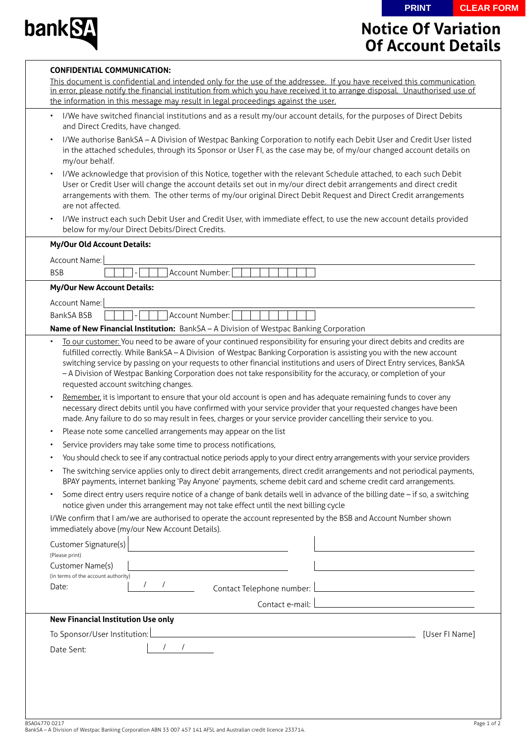# Notice Of Variation Of Account Details

**CONFIDENTIAL COMMUNICATION:**

This document is confidential and intended only for the use of the addressee. If you have received this communication in error, please notify the financial institution from which you have received it to arrange disposal. Unauthorised use of the information in this message may result in legal proceedings against the user.

- I/We have switched financial institutions and as a result my/our account details, for the purposes of Direct Debits and Direct Credits, have changed.
- I/We authorise BankSA – A Division of Westpac Banking Corporation to notify each Debit User and Credit User listed in the attached schedules, through its Sponsor or User FI, as the case may be, of my/our changed account details on my/our behalf.
- I/We acknowledge that provision of this Notice, together with the relevant Schedule attached, to each such Debit User or Credit User will change the account details set out in my/our direct debit arrangements and direct credit arrangements with them. The other terms of my/our original Direct Debit Request and Direct Credit arrangements are not affected.
- I/We instruct each such Debit User and Credit User, with immediate effect, to use the new account details provided below for my/our Direct Debits/Direct Credits.

**My/Our Old Account Details:**

Account Name: ____________________

BSB ___ - ___ Account Number: ____________________

**My/Our New Account Details:**

Account Name: ____________________

BankSA BSB ___ - ___ Account Number: ____________________

**Name of New Financial Institution:** BankSA – A Division of Westpac Banking Corporation

- To our customer: You need to be aware of your continued responsibility for ensuring your direct debits and credits are fulfilled correctly. While BankSA – A Division of Westpac Banking Corporation is assisting you with the new account switching service by passing on your requests to other financial institutions and users of Direct Entry services, BankSA – A Division of Westpac Banking Corporation does not take responsibility for the accuracy, or completion of your requested account switching changes.
- Remember, it is important to ensure that your old account is open and has adequate remaining funds to cover any necessary direct debits until you have confirmed with your service provider that your requested changes have been made. Any failure to do so may result in fees, charges or your service provider cancelling their service to you.
- Please note some cancelled arrangements may appear on the list
- Service providers may take some time to process notifications,
- You should check to see if any contractual notice periods apply to your direct entry arrangements with your service providers
- The switching service applies only to direct debit arrangements, direct credit arrangements and not periodical payments, BPAY payments, internet banking 'Pay Anyone' payments, scheme debit card and scheme credit card arrangements.
- Some direct entry users require notice of a change of bank details well in advance of the billing date – if so, a switching notice given under this arrangement may not take effect until the next billing cycle

I/We confirm that I am/we are authorised to operate the account represented by the BSB and Account Number shown immediately above (my/our New Account Details).

Customer Signature(s) ____________________ ____________________

(Please print)

Customer Name(s) ____________________ ____________________

(in terms of the account authority)

Date: / /

Contact Telephone number: ____________________

Contact e-mail: ____________________

**New Financial Institution Use only**

To Sponsor/User Institution: ____________________ [User FI Name]

Date Sent: / /

BSA04770 0217

BankSA – A Division of Westpac Banking Corporation ABN 33 007 457 141 AFSL and Australian credit licence 233714.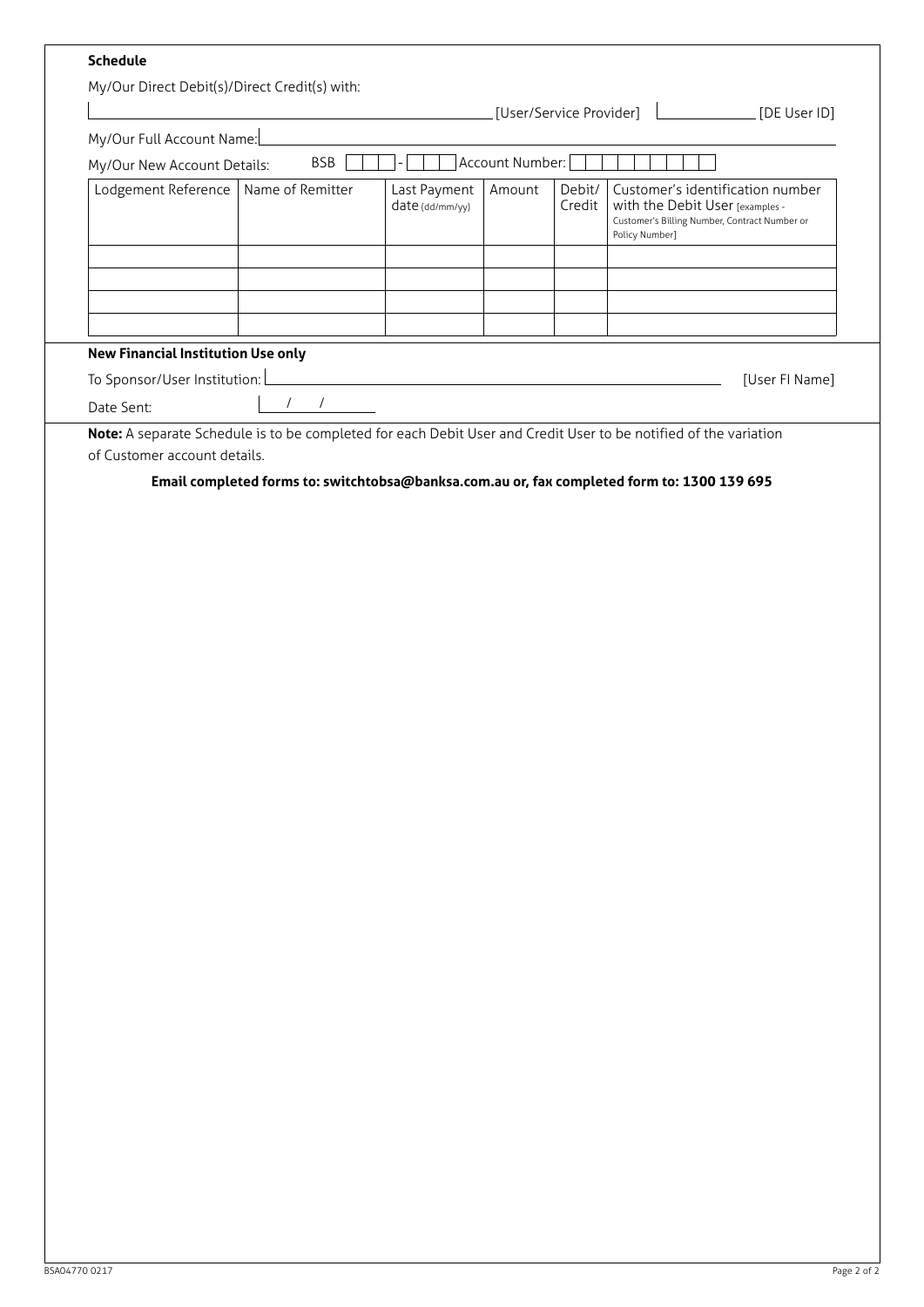**Schedule**

My/Our Direct Debit(s)/Direct Credit(s) with:

\_\_\_\_\_\_\_\_\_\_\_\_\_\_\_\_\_\_\_\_\_\_\_\_\_\_\_\_\_\_ [User/Service Provider] \_\_\_\_\_\_\_\_\_\_\_\_ [DE User ID]

My/Our Full Account Name: \_\_\_\_\_\_\_\_\_\_\_\_\_\_\_\_\_\_\_\_\_\_\_\_\_\_\_\_\_\_

My/Our New Account Details: BSB ☐☐☐ - ☐☐☐ Account Number: ☐☐☐☐☐☐☐☐☐

| Lodgement Reference | Name of Remitter | Last Payment date (dd/mm/yy) | Amount | Debit/ Credit | Customer's identification number with the Debit User [examples - Customer's Billing Number, Contract Number or Policy Number] |
|---|---|---|---|---|---|
| | | | | | |
| | | | | | |
| | | | | | |
| | | | | | |

**New Financial Institution Use only**

To Sponsor/User Institution: \_\_\_\_\_\_\_\_\_\_\_\_\_\_\_\_\_\_\_\_\_\_\_\_\_\_\_\_\_\_ [User FI Name]

Date Sent: / /

**Note:** A separate Schedule is to be completed for each Debit User and Credit User to be notified of the variation of Customer account details.

**Email completed forms to: switchtobsa@banksa.com.au or, fax completed form to: 1300 139 695**

BSA04770 0217